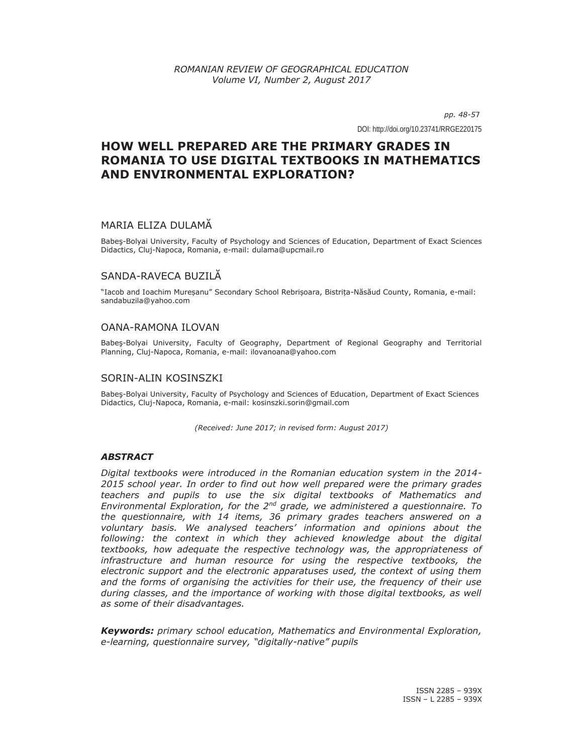# HOW WELL PREPARED ARE THE PRIMARY GRADES IN ROMANIA TO USE DIGITAL TEXTBOOKS IN MATHEMATICS AND ENVIRONMENTAL EXPLORATION?

DOI: http://doi.org/10.23741/RRGE220175

## MARIA ELIZA DULAMĂ

Babeş-Bolyai University, Faculty of Psychology and Sciences of Education, Department of Exact Sciences Didactics, Cluj-Napoca, Romania, e-mail: dulama@upcmail.ro

## SANDA-RAVECA BUZILĂ

"Iacob and Ioachim Mureșanu" Secondary School Rebrișoara, Bistrița-Năsăud County, Romania, e-mail: sandabuzila@yahoo.com

## OANA-RAMONA ILOVAN

Babeş-Bolyai University, Faculty of Geography, Department of Regional Geography and Territorial Planning, Cluj-Napoca, Romania, e-mail: ilovanoana@yahoo.com

## SORIN-ALIN KOSINSZKI

Babeş-Bolyai University, Faculty of Psychology and Sciences of Education, Department of Exact Sciences Didactics, Cluj-Napoca, Romania, e-mail: kosinszki.sorin@gmail.com

*(Received: June 2017; in revised form: August 2017)*

### *ABSTRACT*

*Digital textbooks were introduced in the Romanian education system in the 2014-2015 school year. In order to find out how well prepared were the primary grades teachers and pupils to use the six digital textbooks of Mathematics and Environmental Exploration, for the 2nd grade, we administered a questionnaire. To the questionnaire, with 14 items, 36 primary grades teachers answered on a voluntary basis. We analysed teachers' information and opinions about the following: the context in which they achieved knowledge about the digital textbooks, how adequate the respective technology was, the appropriateness of infrastructure and human resource for using the respective textbooks, the electronic support and the electronic apparatuses used, the context of using them and the forms of organising the activities for their use, the frequency of their use during classes, and the importance of working with those digital textbooks, as well as some of their disadvantages.*

***Keywords:*** *primary school education, Mathematics and Environmental Exploration, e-learning, questionnaire survey, "digitally-native" pupils*

ISSN 2285 – 939X
ISSN – L 2285 – 939X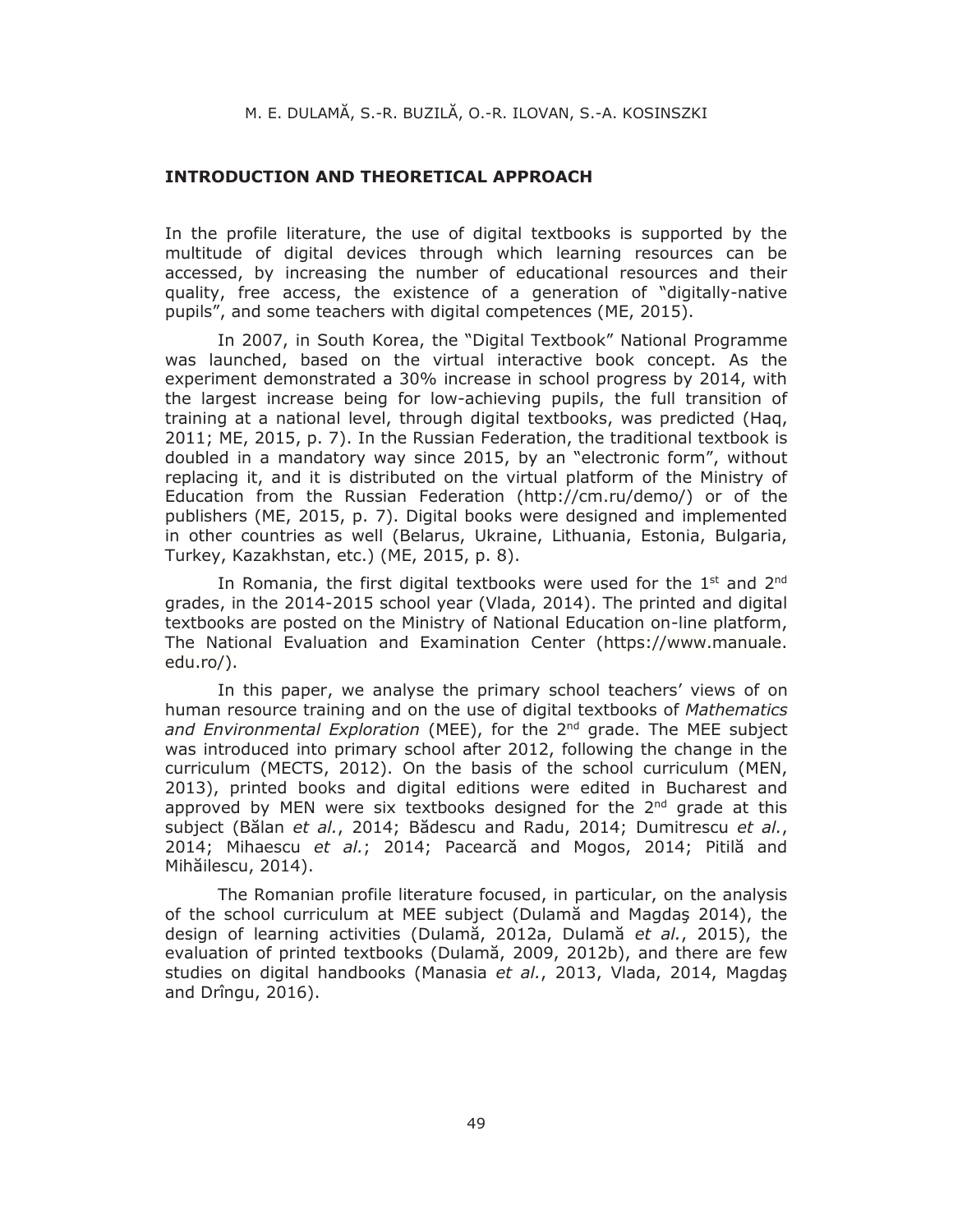## INTRODUCTION AND THEORETICAL APPROACH

In the profile literature, the use of digital textbooks is supported by the multitude of digital devices through which learning resources can be accessed, by increasing the number of educational resources and their quality, free access, the existence of a generation of "digitally-native pupils", and some teachers with digital competences (ME, 2015).

In 2007, in South Korea, the "Digital Textbook" National Programme was launched, based on the virtual interactive book concept. As the experiment demonstrated a 30% increase in school progress by 2014, with the largest increase being for low-achieving pupils, the full transition of training at a national level, through digital textbooks, was predicted (Haq, 2011; ME, 2015, p. 7). In the Russian Federation, the traditional textbook is doubled in a mandatory way since 2015, by an "electronic form", without replacing it, and it is distributed on the virtual platform of the Ministry of Education from the Russian Federation (http://cm.ru/demo/) or of the publishers (ME, 2015, p. 7). Digital books were designed and implemented in other countries as well (Belarus, Ukraine, Lithuania, Estonia, Bulgaria, Turkey, Kazakhstan, etc.) (ME, 2015, p. 8).

In Romania, the first digital textbooks were used for the 1st and 2nd grades, in the 2014-2015 school year (Vlada, 2014). The printed and digital textbooks are posted on the Ministry of National Education on-line platform, The National Evaluation and Examination Center (https://www.manuale.edu.ro/).

In this paper, we analyse the primary school teachers' views of on human resource training and on the use of digital textbooks of *Mathematics and Environmental Exploration* (MEE), for the 2nd grade. The MEE subject was introduced into primary school after 2012, following the change in the curriculum (MECTS, 2012). On the basis of the school curriculum (MEN, 2013), printed books and digital editions were edited in Bucharest and approved by MEN were six textbooks designed for the 2nd grade at this subject (Bălan *et al.*, 2014; Bădescu and Radu, 2014; Dumitrescu *et al.*, 2014; Mihaescu *et al.*; 2014; Pacearcă and Mogos, 2014; Pitilă and Mihăilescu, 2014).

The Romanian profile literature focused, in particular, on the analysis of the school curriculum at MEE subject (Dulamă and Magdaş 2014), the design of learning activities (Dulamă, 2012a, Dulamă *et al.*, 2015), the evaluation of printed textbooks (Dulamă, 2009, 2012b), and there are few studies on digital handbooks (Manasia *et al.*, 2013, Vlada, 2014, Magdaş and Drîngu, 2016).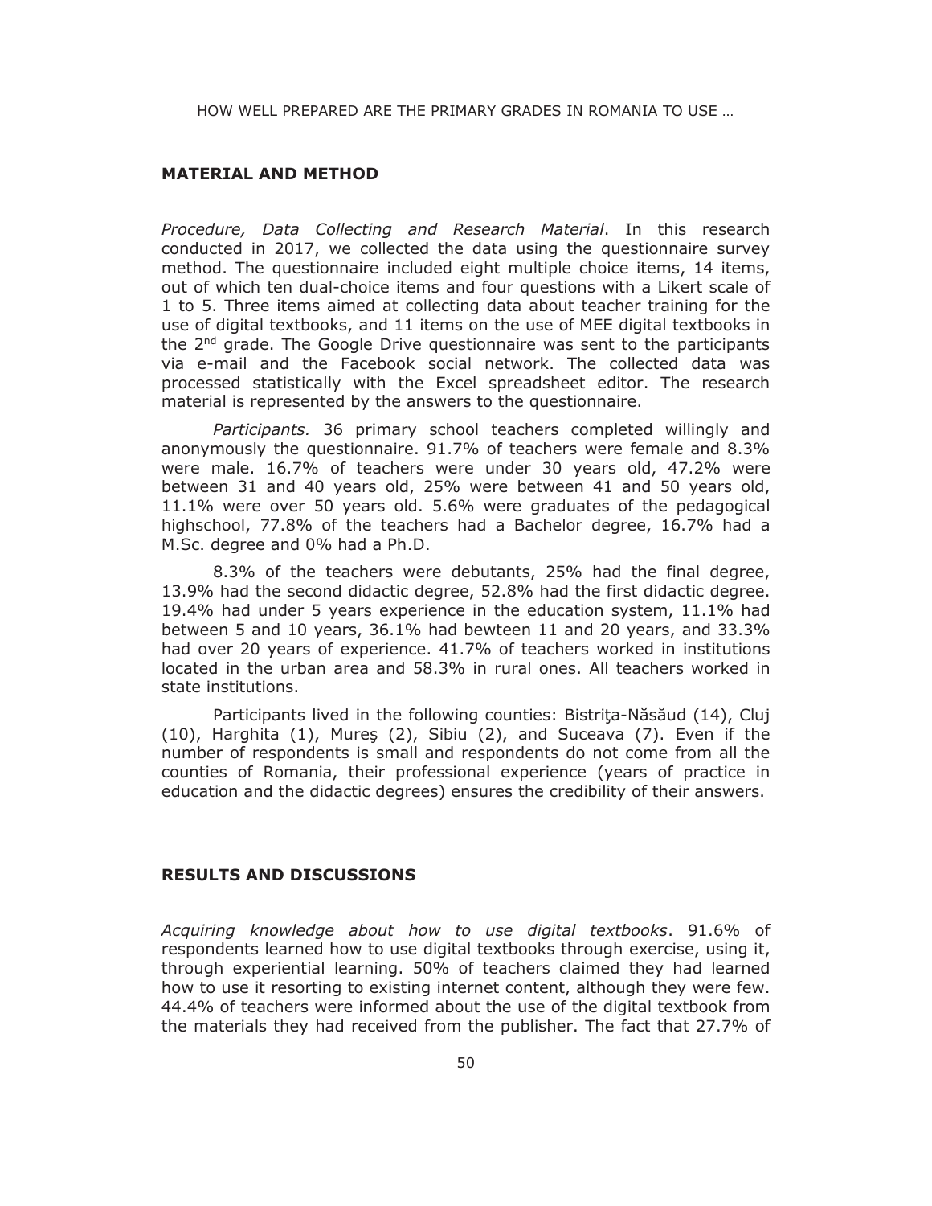## MATERIAL AND METHOD

*Procedure, Data Collecting and Research Material*. In this research conducted in 2017, we collected the data using the questionnaire survey method. The questionnaire included eight multiple choice items, 14 items, out of which ten dual-choice items and four questions with a Likert scale of 1 to 5. Three items aimed at collecting data about teacher training for the use of digital textbooks, and 11 items on the use of MEE digital textbooks in the 2nd grade. The Google Drive questionnaire was sent to the participants via e-mail and the Facebook social network. The collected data was processed statistically with the Excel spreadsheet editor. The research material is represented by the answers to the questionnaire.

*Participants.* 36 primary school teachers completed willingly and anonymously the questionnaire. 91.7% of teachers were female and 8.3% were male. 16.7% of teachers were under 30 years old, 47.2% were between 31 and 40 years old, 25% were between 41 and 50 years old, 11.1% were over 50 years old. 5.6% were graduates of the pedagogical highschool, 77.8% of the teachers had a Bachelor degree, 16.7% had a M.Sc. degree and 0% had a Ph.D.

8.3% of the teachers were debutants, 25% had the final degree, 13.9% had the second didactic degree, 52.8% had the first didactic degree. 19.4% had under 5 years experience in the education system, 11.1% had between 5 and 10 years, 36.1% had bewteen 11 and 20 years, and 33.3% had over 20 years of experience. 41.7% of teachers worked in institutions located in the urban area and 58.3% in rural ones. All teachers worked in state institutions.

Participants lived in the following counties: Bistriţa-Năsăud (14), Cluj (10), Harghita (1), Mureş (2), Sibiu (2), and Suceava (7). Even if the number of respondents is small and respondents do not come from all the counties of Romania, their professional experience (years of practice in education and the didactic degrees) ensures the credibility of their answers.

## RESULTS AND DISCUSSIONS

*Acquiring knowledge about how to use digital textbooks*. 91.6% of respondents learned how to use digital textbooks through exercise, using it, through experiential learning. 50% of teachers claimed they had learned how to use it resorting to existing internet content, although they were few. 44.4% of teachers were informed about the use of the digital textbook from the materials they had received from the publisher. The fact that 27.7% of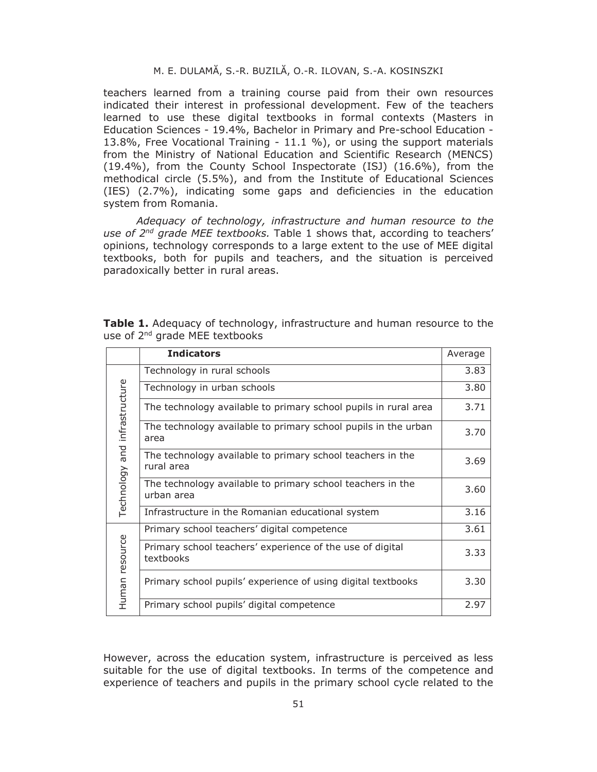teachers learned from a training course paid from their own resources indicated their interest in professional development. Few of the teachers learned to use these digital textbooks in formal contexts (Masters in Education Sciences - 19.4%, Bachelor in Primary and Pre-school Education - 13.8%, Free Vocational Training - 11.1 %), or using the support materials from the Ministry of National Education and Scientific Research (MENCS) (19.4%), from the County School Inspectorate (ISJ) (16.6%), from the methodical circle (5.5%), and from the Institute of Educational Sciences (IES) (2.7%), indicating some gaps and deficiencies in the education system from Romania.

*Adequacy of technology, infrastructure and human resource to the use of 2nd grade MEE textbooks.* Table 1 shows that, according to teachers' opinions, technology corresponds to a large extent to the use of MEE digital textbooks, both for pupils and teachers, and the situation is perceived paradoxically better in rural areas.

**Table 1.** Adequacy of technology, infrastructure and human resource to the use of 2nd grade MEE textbooks

| | Indicators | Average |
|---|---|---|
| Technology and infrastructure | Technology in rural schools | 3.83 |
| | Technology in urban schools | 3.80 |
| | The technology available to primary school pupils in rural area | 3.71 |
| | The technology available to primary school pupils in the urban area | 3.70 |
| | The technology available to primary school teachers in the rural area | 3.69 |
| | The technology available to primary school teachers in the urban area | 3.60 |
| | Infrastructure in the Romanian educational system | 3.16 |
| Human resource | Primary school teachers' digital competence | 3.61 |
| | Primary school teachers' experience of the use of digital textbooks | 3.33 |
| | Primary school pupils' experience of using digital textbooks | 3.30 |
| | Primary school pupils' digital competence | 2.97 |

However, across the education system, infrastructure is perceived as less suitable for the use of digital textbooks. In terms of the competence and experience of teachers and pupils in the primary school cycle related to the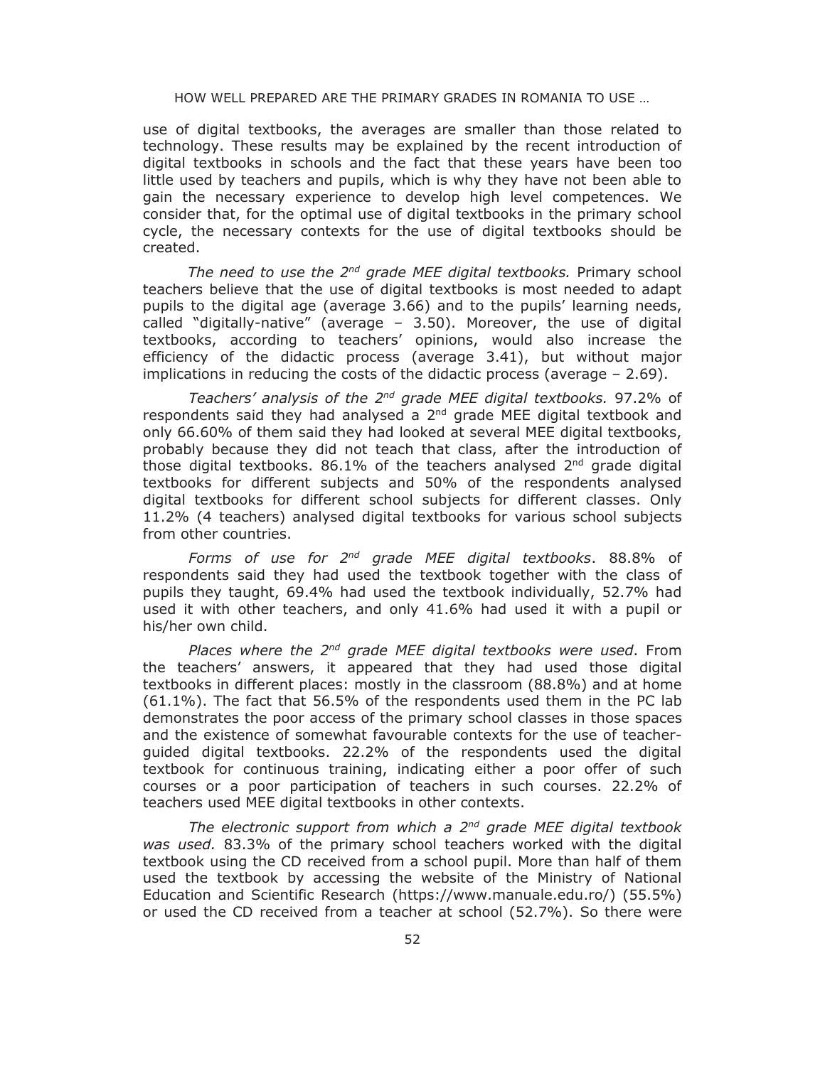use of digital textbooks, the averages are smaller than those related to technology. These results may be explained by the recent introduction of digital textbooks in schools and the fact that these years have been too little used by teachers and pupils, which is why they have not been able to gain the necessary experience to develop high level competences. We consider that, for the optimal use of digital textbooks in the primary school cycle, the necessary contexts for the use of digital textbooks should be created.

*The need to use the 2nd grade MEE digital textbooks.* Primary school teachers believe that the use of digital textbooks is most needed to adapt pupils to the digital age (average 3.66) and to the pupils' learning needs, called "digitally-native" (average – 3.50). Moreover, the use of digital textbooks, according to teachers' opinions, would also increase the efficiency of the didactic process (average 3.41), but without major implications in reducing the costs of the didactic process (average – 2.69).

*Teachers' analysis of the 2nd grade MEE digital textbooks.* 97.2% of respondents said they had analysed a 2nd grade MEE digital textbook and only 66.60% of them said they had looked at several MEE digital textbooks, probably because they did not teach that class, after the introduction of those digital textbooks. 86.1% of the teachers analysed 2nd grade digital textbooks for different subjects and 50% of the respondents analysed digital textbooks for different school subjects for different classes. Only 11.2% (4 teachers) analysed digital textbooks for various school subjects from other countries.

*Forms of use for 2nd grade MEE digital textbooks*. 88.8% of respondents said they had used the textbook together with the class of pupils they taught, 69.4% had used the textbook individually, 52.7% had used it with other teachers, and only 41.6% had used it with a pupil or his/her own child.

*Places where the 2nd grade MEE digital textbooks were used*. From the teachers' answers, it appeared that they had used those digital textbooks in different places: mostly in the classroom (88.8%) and at home (61.1%). The fact that 56.5% of the respondents used them in the PC lab demonstrates the poor access of the primary school classes in those spaces and the existence of somewhat favourable contexts for the use of teacher-guided digital textbooks. 22.2% of the respondents used the digital textbook for continuous training, indicating either a poor offer of such courses or a poor participation of teachers in such courses. 22.2% of teachers used MEE digital textbooks in other contexts.

*The electronic support from which a 2nd grade MEE digital textbook was used.* 83.3% of the primary school teachers worked with the digital textbook using the CD received from a school pupil. More than half of them used the textbook by accessing the website of the Ministry of National Education and Scientific Research (https://www.manuale.edu.ro/) (55.5%) or used the CD received from a teacher at school (52.7%). So there were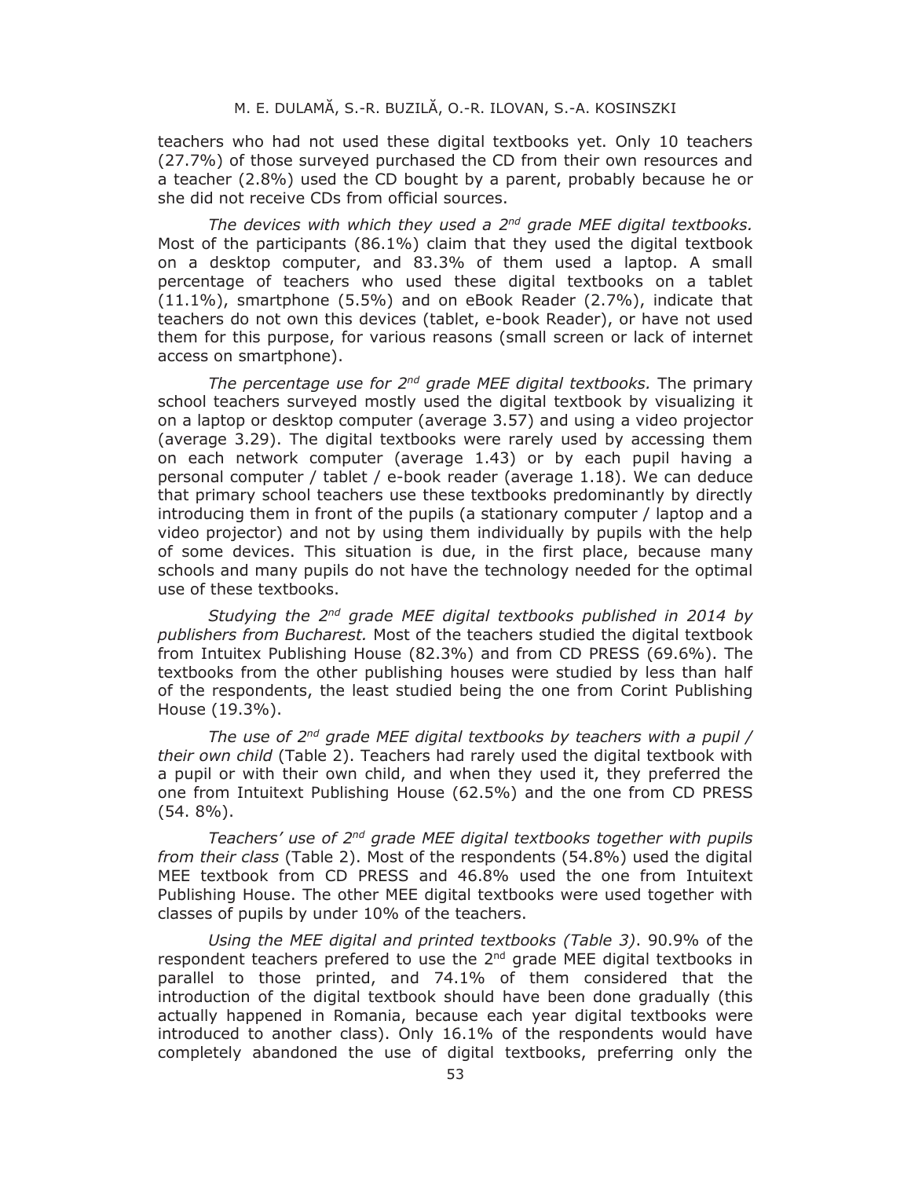teachers who had not used these digital textbooks yet. Only 10 teachers (27.7%) of those surveyed purchased the CD from their own resources and a teacher (2.8%) used the CD bought by a parent, probably because he or she did not receive CDs from official sources.

*The devices with which they used a 2nd grade MEE digital textbooks.* Most of the participants (86.1%) claim that they used the digital textbook on a desktop computer, and 83.3% of them used a laptop. A small percentage of teachers who used these digital textbooks on a tablet (11.1%), smartphone (5.5%) and on eBook Reader (2.7%), indicate that teachers do not own this devices (tablet, e-book Reader), or have not used them for this purpose, for various reasons (small screen or lack of internet access on smartphone).

*The percentage use for 2nd grade MEE digital textbooks.* The primary school teachers surveyed mostly used the digital textbook by visualizing it on a laptop or desktop computer (average 3.57) and using a video projector (average 3.29). The digital textbooks were rarely used by accessing them on each network computer (average 1.43) or by each pupil having a personal computer / tablet / e-book reader (average 1.18). We can deduce that primary school teachers use these textbooks predominantly by directly introducing them in front of the pupils (a stationary computer / laptop and a video projector) and not by using them individually by pupils with the help of some devices. This situation is due, in the first place, because many schools and many pupils do not have the technology needed for the optimal use of these textbooks.

*Studying the 2nd grade MEE digital textbooks published in 2014 by publishers from Bucharest.* Most of the teachers studied the digital textbook from Intuitex Publishing House (82.3%) and from CD PRESS (69.6%). The textbooks from the other publishing houses were studied by less than half of the respondents, the least studied being the one from Corint Publishing House (19.3%).

*The use of 2nd grade MEE digital textbooks by teachers with a pupil / their own child* (Table 2). Teachers had rarely used the digital textbook with a pupil or with their own child, and when they used it, they preferred the one from Intuitext Publishing House (62.5%) and the one from CD PRESS (54. 8%).

*Teachers' use of 2nd grade MEE digital textbooks together with pupils from their class* (Table 2). Most of the respondents (54.8%) used the digital MEE textbook from CD PRESS and 46.8% used the one from Intuitext Publishing House. The other MEE digital textbooks were used together with classes of pupils by under 10% of the teachers.

*Using the MEE digital and printed textbooks (Table 3)*. 90.9% of the respondent teachers prefered to use the 2nd grade MEE digital textbooks in parallel to those printed, and 74.1% of them considered that the introduction of the digital textbook should have been done gradually (this actually happened in Romania, because each year digital textbooks were introduced to another class). Only 16.1% of the respondents would have completely abandoned the use of digital textbooks, preferring only the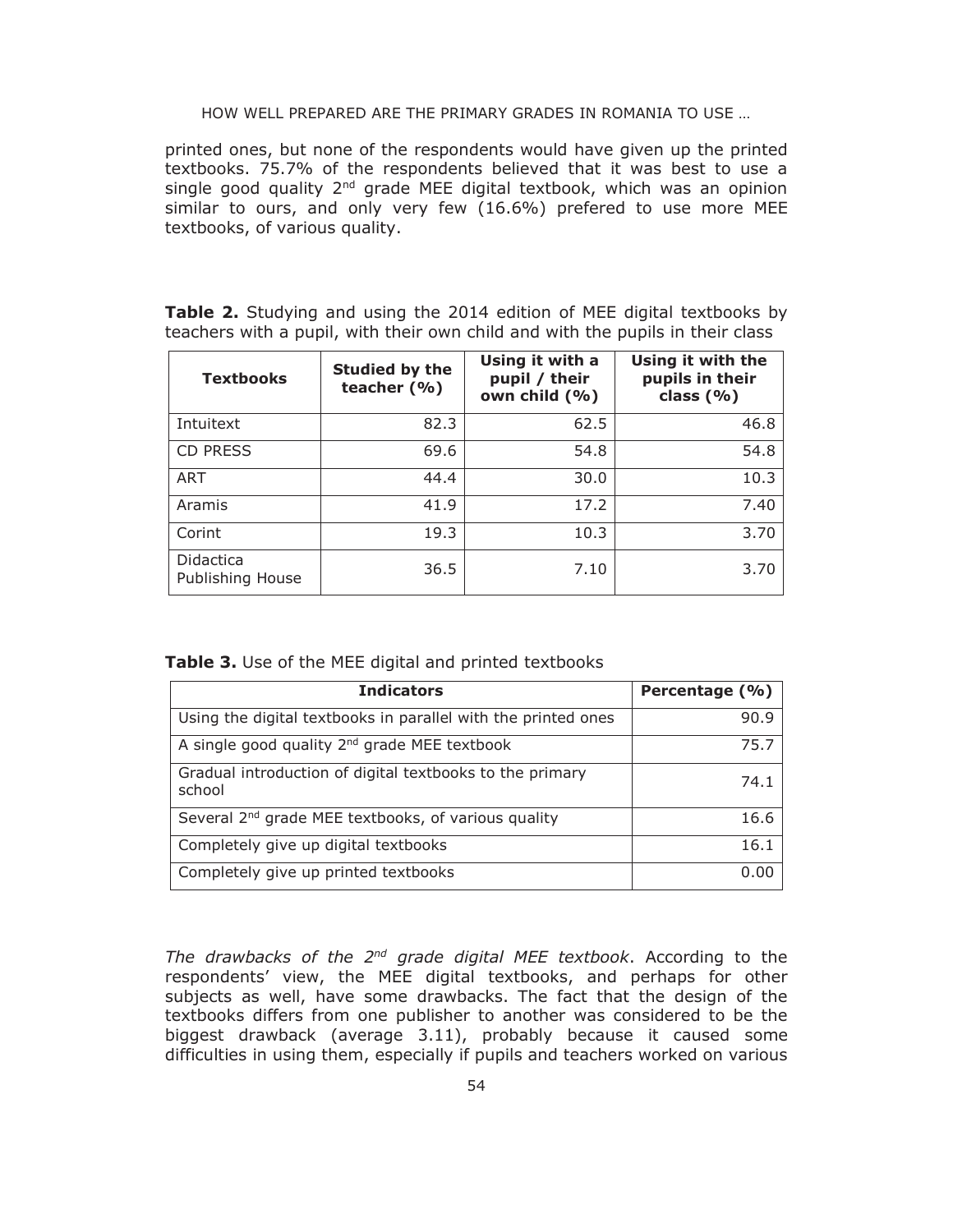printed ones, but none of the respondents would have given up the printed textbooks. 75.7% of the respondents believed that it was best to use a single good quality 2nd grade MEE digital textbook, which was an opinion similar to ours, and only very few (16.6%) prefered to use more MEE textbooks, of various quality.

**Table 2.** Studying and using the 2014 edition of MEE digital textbooks by teachers with a pupil, with their own child and with the pupils in their class

| Textbooks | Studied by the teacher (%) | Using it with a pupil / their own child (%) | Using it with the pupils in their class (%) |
|---|---|---|---|
| Intuitext | 82.3 | 62.5 | 46.8 |
| CD PRESS | 69.6 | 54.8 | 54.8 |
| ART | 44.4 | 30.0 | 10.3 |
| Aramis | 41.9 | 17.2 | 7.40 |
| Corint | 19.3 | 10.3 | 3.70 |
| Didactica Publishing House | 36.5 | 7.10 | 3.70 |

**Table 3.** Use of the MEE digital and printed textbooks

| Indicators | Percentage (%) |
|---|---|
| Using the digital textbooks in parallel with the printed ones | 90.9 |
| A single good quality 2nd grade MEE textbook | 75.7 |
| Gradual introduction of digital textbooks to the primary school | 74.1 |
| Several 2nd grade MEE textbooks, of various quality | 16.6 |
| Completely give up digital textbooks | 16.1 |
| Completely give up printed textbooks | 0.00 |

*The drawbacks of the 2nd grade digital MEE textbook*. According to the respondents' view, the MEE digital textbooks, and perhaps for other subjects as well, have some drawbacks. The fact that the design of the textbooks differs from one publisher to another was considered to be the biggest drawback (average 3.11), probably because it caused some difficulties in using them, especially if pupils and teachers worked on various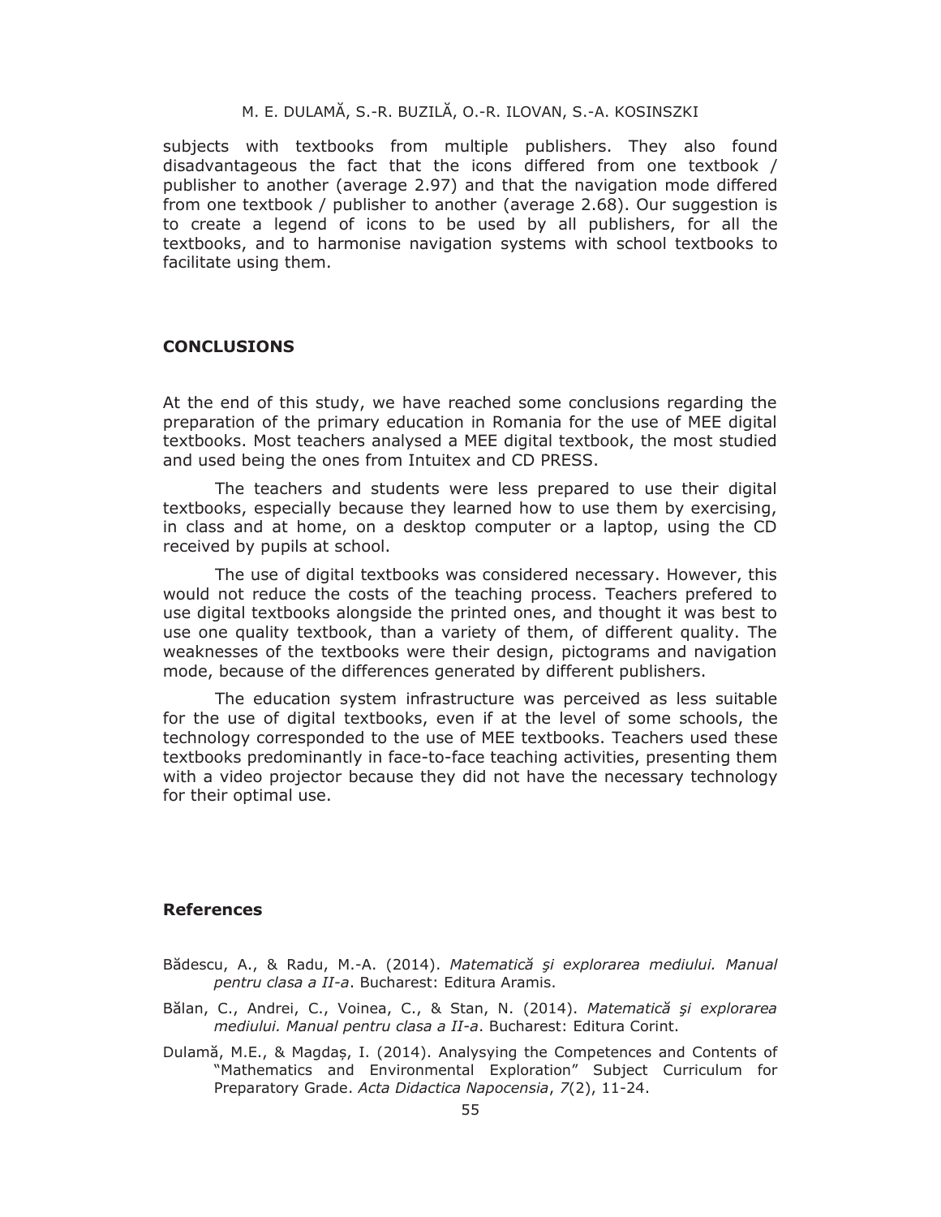subjects with textbooks from multiple publishers. They also found disadvantageous the fact that the icons differed from one textbook / publisher to another (average 2.97) and that the navigation mode differed from one textbook / publisher to another (average 2.68). Our suggestion is to create a legend of icons to be used by all publishers, for all the textbooks, and to harmonise navigation systems with school textbooks to facilitate using them.

## CONCLUSIONS

At the end of this study, we have reached some conclusions regarding the preparation of the primary education in Romania for the use of MEE digital textbooks. Most teachers analysed a MEE digital textbook, the most studied and used being the ones from Intuitex and CD PRESS.

The teachers and students were less prepared to use their digital textbooks, especially because they learned how to use them by exercising, in class and at home, on a desktop computer or a laptop, using the CD received by pupils at school.

The use of digital textbooks was considered necessary. However, this would not reduce the costs of the teaching process. Teachers prefered to use digital textbooks alongside the printed ones, and thought it was best to use one quality textbook, than a variety of them, of different quality. The weaknesses of the textbooks were their design, pictograms and navigation mode, because of the differences generated by different publishers.

The education system infrastructure was perceived as less suitable for the use of digital textbooks, even if at the level of some schools, the technology corresponded to the use of MEE textbooks. Teachers used these textbooks predominantly in face-to-face teaching activities, presenting them with a video projector because they did not have the necessary technology for their optimal use.

## References

Bădescu, A., & Radu, M.-A. (2014). *Matematică şi explorarea mediului. Manual pentru clasa a II-a*. Bucharest: Editura Aramis.

Bălan, C., Andrei, C., Voinea, C., & Stan, N. (2014). *Matematică şi explorarea mediului. Manual pentru clasa a II-a*. Bucharest: Editura Corint.

Dulamă, M.E., & Magdaș, I. (2014). Analysying the Competences and Contents of "Mathematics and Environmental Exploration" Subject Curriculum for Preparatory Grade. *Acta Didactica Napocensia*, *7*(2), 11-24.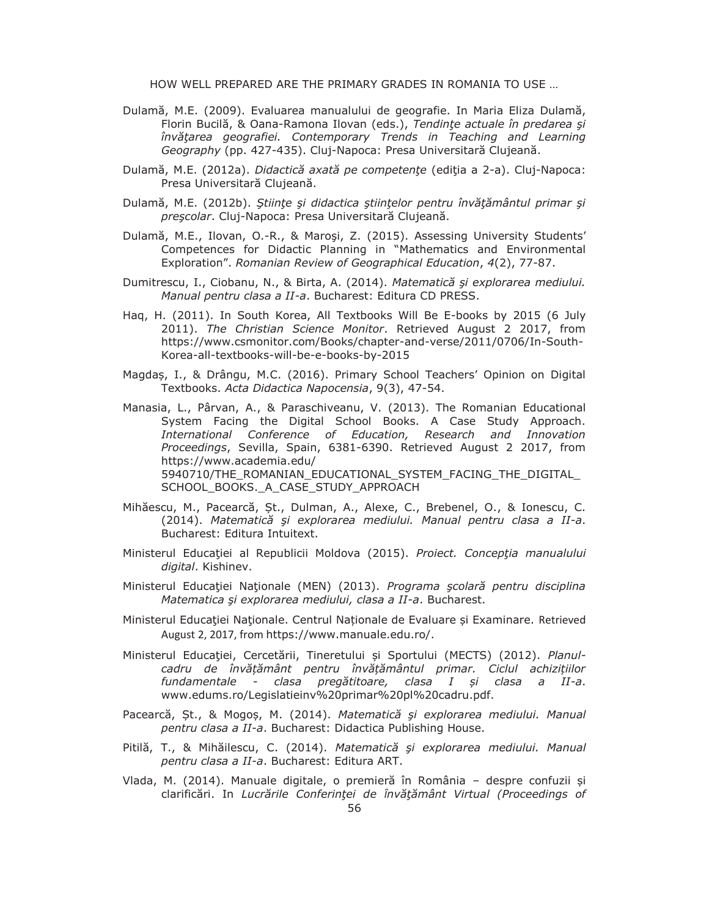Dulamă, M.E. (2009). Evaluarea manualului de geografie. In Maria Eliza Dulamă, Florin Bucilă, & Oana-Ramona Ilovan (eds.), *Tendinţe actuale în predarea şi învăţarea geografiei. Contemporary Trends in Teaching and Learning Geography* (pp. 427-435). Cluj-Napoca: Presa Universitară Clujeană.

Dulamă, M.E. (2012a). *Didactică axată pe competenţe* (ediţia a 2-a). Cluj-Napoca: Presa Universitară Clujeană.

Dulamă, M.E. (2012b). *Ştiinţe şi didactica ştiinţelor pentru învăţământul primar şi preşcolar*. Cluj-Napoca: Presa Universitară Clujeană.

Dulamă, M.E., Ilovan, O.-R., & Maroşi, Z. (2015). Assessing University Students' Competences for Didactic Planning in "Mathematics and Environmental Exploration". *Romanian Review of Geographical Education*, *4*(2), 77-87.

Dumitrescu, I., Ciobanu, N., & Birta, A. (2014). *Matematică şi explorarea mediului. Manual pentru clasa a II-a*. Bucharest: Editura CD PRESS.

Haq, H. (2011). In South Korea, All Textbooks Will Be E-books by 2015 (6 July 2011). *The Christian Science Monitor*. Retrieved August 2 2017, from https://www.csmonitor.com/Books/chapter-and-verse/2011/0706/In-South-Korea-all-textbooks-will-be-e-books-by-2015

Magdaș, I., & Drângu, M.C. (2016). Primary School Teachers' Opinion on Digital Textbooks. *Acta Didactica Napocensia*, 9(3), 47-54.

Manasia, L., Pârvan, A., & Paraschiveanu, V. (2013). The Romanian Educational System Facing the Digital School Books. A Case Study Approach. *International Conference of Education, Research and Innovation Proceedings*, Sevilla, Spain, 6381-6390. Retrieved August 2 2017, from https://www.academia.edu/5940710/THE_ROMANIAN_EDUCATIONAL_SYSTEM_FACING_THE_DIGITAL_SCHOOL_BOOKS._A_CASE_STUDY_APPROACH

Mihăescu, M., Pacearcă, Șt., Dulman, A., Alexe, C., Brebenel, O., & Ionescu, C. (2014). *Matematică şi explorarea mediului. Manual pentru clasa a II-a*. Bucharest: Editura Intuitext.

Ministerul Educaţiei al Republicii Moldova (2015). *Proiect. Concepţia manualului digital*. Kishinev.

Ministerul Educaţiei Naţionale (MEN) (2013). *Programa şcolară pentru disciplina Matematica şi explorarea mediului, clasa a II-a*. Bucharest.

Ministerul Educaţiei Naţionale. Centrul Naționale de Evaluare și Examinare. Retrieved August 2, 2017, from https://www.manuale.edu.ro/.

Ministerul Educaţiei, Cercetării, Tineretului și Sportului (MECTS) (2012). *Planul-cadru de învățământ pentru învățământul primar. Ciclul achizițiilor fundamentale - clasa pregătitoare, clasa I și clasa a II-a*. www.edums.ro/Legislatieinv%20primar%20pl%20cadru.pdf.

Pacearcă, Șt., & Mogoș, M. (2014). *Matematică şi explorarea mediului. Manual pentru clasa a II-a*. Bucharest: Didactica Publishing House.

Pitilă, T., & Mihăilescu, C. (2014). *Matematică şi explorarea mediului. Manual pentru clasa a II-a*. Bucharest: Editura ART.

Vlada, M. (2014). Manuale digitale, o premieră în România – despre confuzii și clarificări. In *Lucrările Conferinţei de învăţământ Virtual (Proceedings of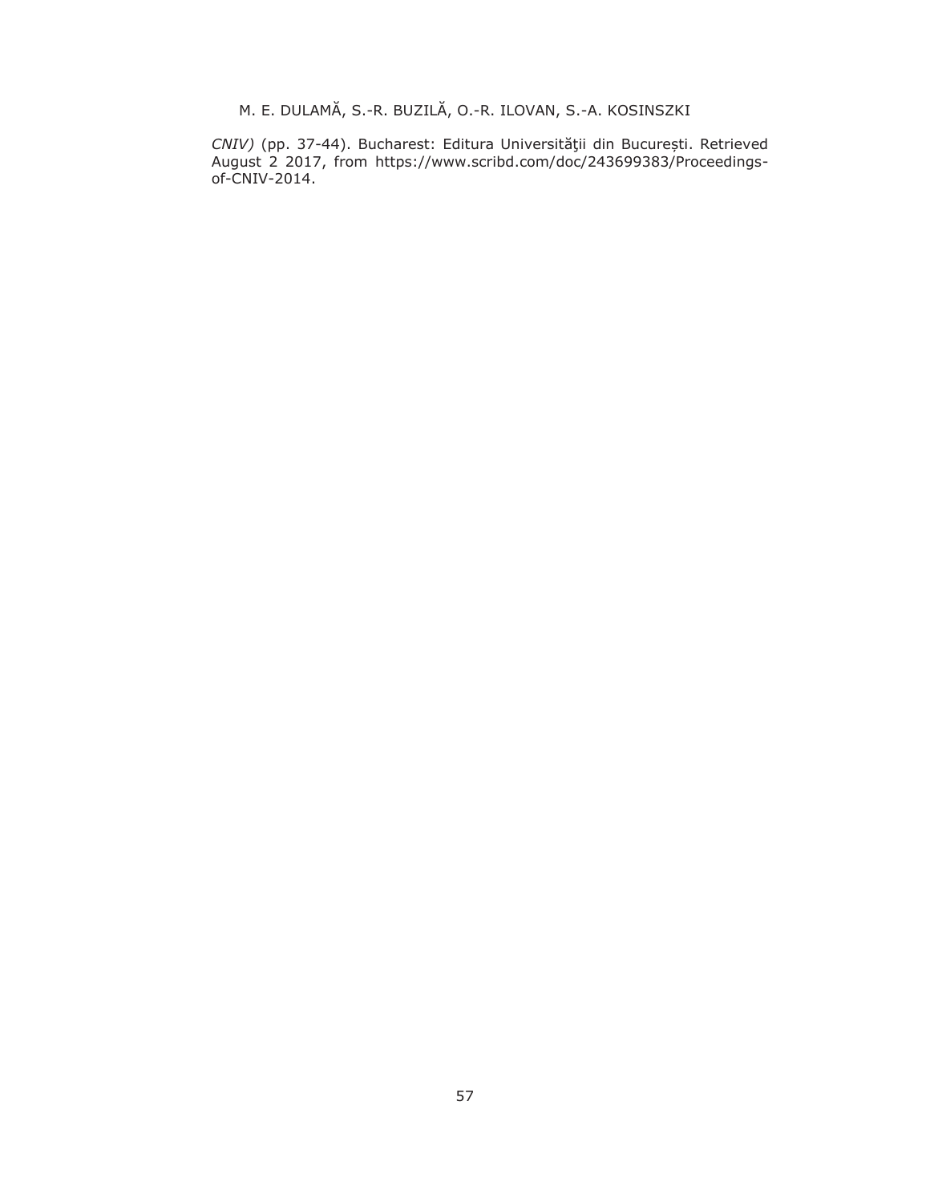*CNIV)* (pp. 37-44). Bucharest: Editura Universităţii din Bucureşti. Retrieved August 2 2017, from https://www.scribd.com/doc/243699383/Proceedings-of-CNIV-2014.